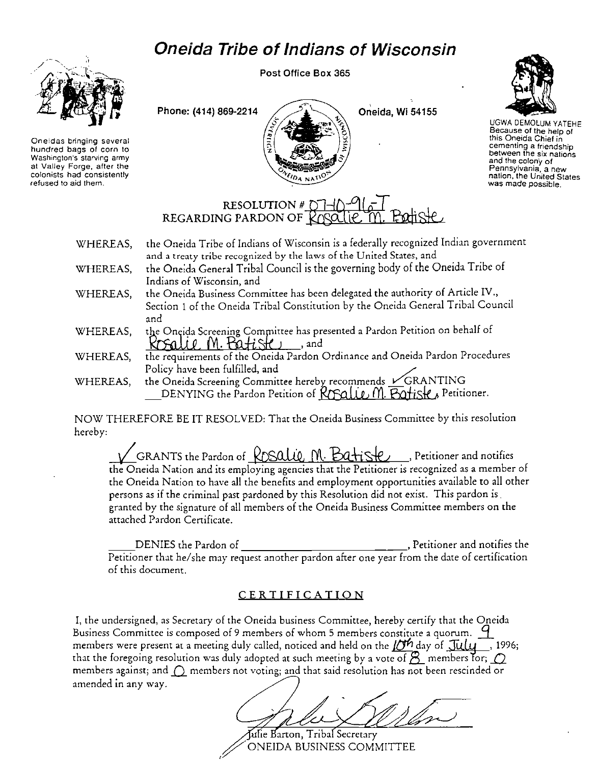# Oneida Tribe of Indians of Wisconsin

Post Office Box 365

Phone: (414) 869-2214 Oneida, Wi 54155

Oneidas bringing several hundred bags of corn to Washington's starving army at Valley Forge, after the colonists had consistently refused to aid them.

UGWA DEMOLUM YATEHE Because of the help of this Oneida Chief in cementing a friendship between the six nations and the colony of Pennsylvania, a new nation, the United States was made possible.

## RESOLUTION # 07-10-96-T
## REGARDING PARDON OF Rosalie M. Batiste

WHEREAS, the Oneida Tribe of Indians of Wisconsin is a federally recognized Indian government and a treaty tribe recognized by the laws of the United States, and

WHEREAS, the Oneida General Tribal Council is the governing body of the Oneida Tribe of Indians of Wisconsin, and

WHEREAS, the Oneida Business Committee has been delegated the authority of Article IV., Section 1 of the Oneida Tribal Constitution by the Oneida General Tribal Council and

WHEREAS, the Oneida Screening Committee has presented a Pardon Petition on behalf of Rosalie M. Batiste, and

WHEREAS, the requirements of the Oneida Pardon Ordinance and Oneida Pardon Procedures Policy have been fulfilled, and

WHEREAS, the Oneida Screening Committee hereby recommends ✓ GRANTING \_\_\_ DENYING the Pardon Petition of Rosalie M. Batiste, Petitioner.

NOW THEREFORE BE IT RESOLVED: That the Oneida Business Committee by this resolution hereby:

✓ GRANTS the Pardon of Rosalie M. Batiste, Petitioner and notifies the Oneida Nation and its employing agencies that the Petitioner is recognized as a member of the Oneida Nation to have all the benefits and employment opportunities available to all other persons as if the criminal past pardoned by this Resolution did not exist. This pardon is granted by the signature of all members of the Oneida Business Committee members on the attached Pardon Certificate.

\_\_\_\_ DENIES the Pardon of \_\_\_\_\_\_\_\_\_\_\_\_\_\_\_\_\_\_\_\_, Petitioner and notifies the Petitioner that he/she may request another pardon after one year from the date of certification of this document.

## CERTIFICATION

I, the undersigned, as Secretary of the Oneida business Committee, hereby certify that the Oneida Business Committee is composed of 9 members of whom 5 members constitute a quorum. 9 members were present at a meeting duly called, noticed and held on the 10th day of July, 1996; that the foregoing resolution was duly adopted at such meeting by a vote of 8 members for; 0 members against; and 0 members not voting; and that said resolution has not been rescinded or amended in any way.

Julie Barton, Tribal Secretary
ONEIDA BUSINESS COMMITTEE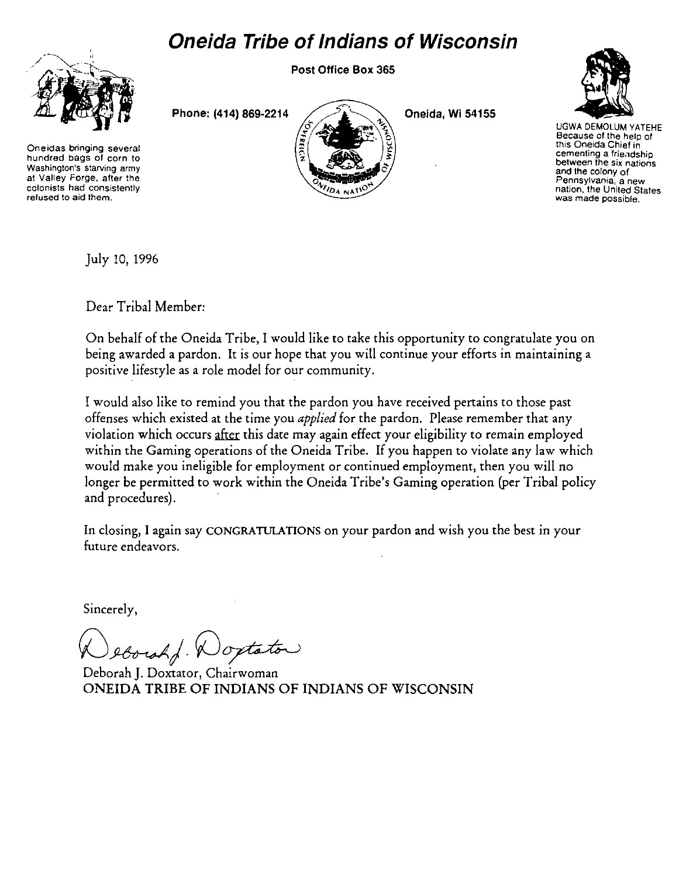# Oneida Tribe of Indians of Wisconsin

Post Office Box 365

Phone: (414) 869-2214

Oneida, Wi 54155

Oneidas bringing several hundred bags of corn to Washington's starving army at Valley Forge, after the colonists had consistently refused to aid them.

UGWA DEMOLUM YATEHE
Because of the help of this Oneida Chief in cementing a friendship between the six nations and the colony of Pennsylvania, a new nation, the United States was made possible.

July 10, 1996

Dear Tribal Member:

On behalf of the Oneida Tribe, I would like to take this opportunity to congratulate you on being awarded a pardon. It is our hope that you will continue your efforts in maintaining a positive lifestyle as a role model for our community.

I would also like to remind you that the pardon you have received pertains to those past offenses which existed at the time you *applied* for the pardon. Please remember that any violation which occurs <u>after</u> this date may again effect your eligibility to remain employed within the Gaming operations of the Oneida Tribe. If you happen to violate any law which would make you ineligible for employment or continued employment, then you will no longer be permitted to work within the Oneida Tribe's Gaming operation (per Tribal policy and procedures).

In closing, I again say CONGRATULATIONS on your pardon and wish you the best in your future endeavors.

Sincerely,

Deborah J. Doxtator

Deborah J. Doxtator, Chairwoman
ONEIDA TRIBE OF INDIANS OF INDIANS OF WISCONSIN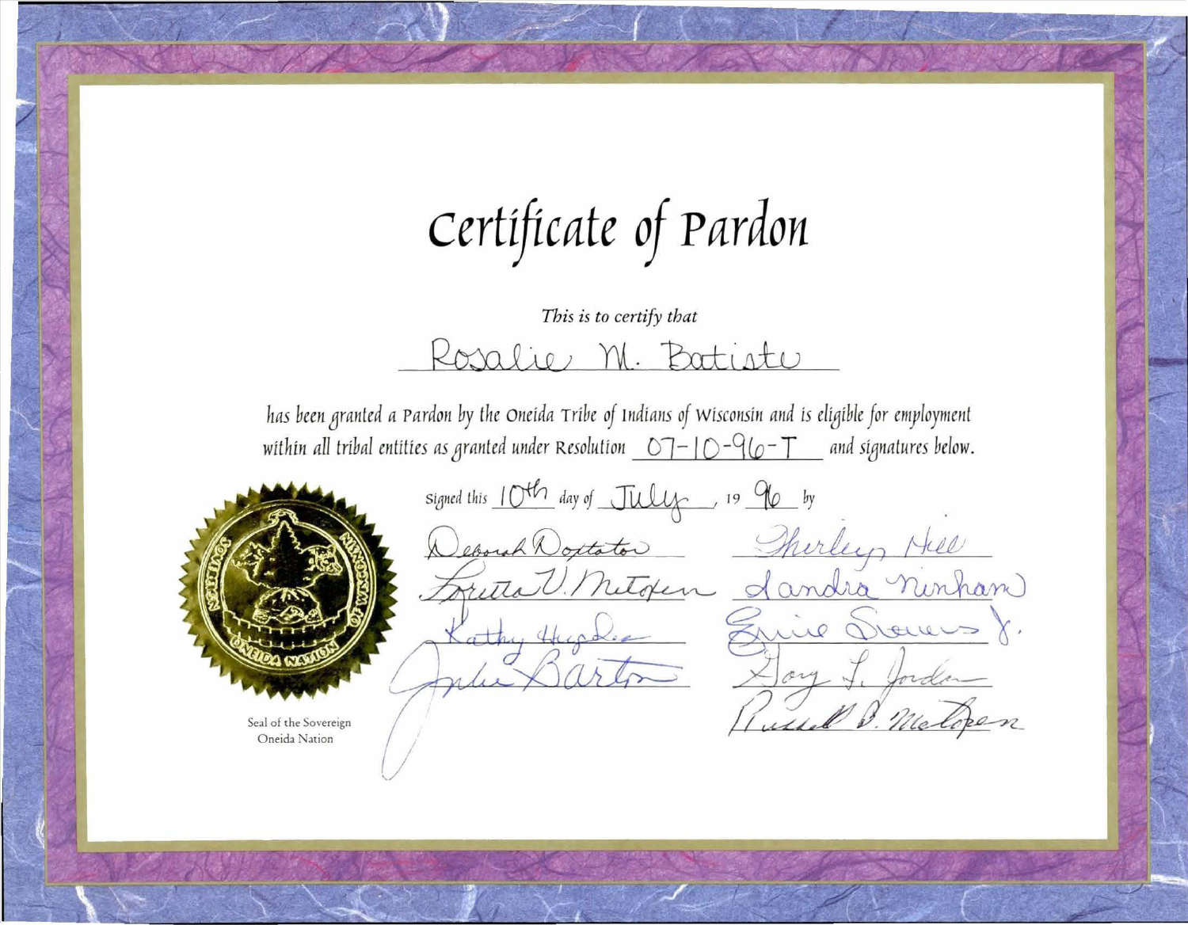# Certificate of Pardon

*This is to certify that*

Rosalie M. Batiste

*has been granted a Pardon by the Oneida Tribe of Indians of Wisconsin and is eligible for employment within all tribal entities as granted under Resolution* 07-10-96-T *and signatures below.*

*Signed this* 10th *day of* July, 19 96 *by*

| | |
|---|---|
| Deborah Doxtator | Shirley Hill |
| Loretta V. Metoxen | Sandra Ninham |
| Kathy Hughes | Ernie Stevens Jr. |
| Julie Barton | Gary L. Jordan |
| | Russell A. Metoxen |

Seal of the Sovereign Oneida Nation